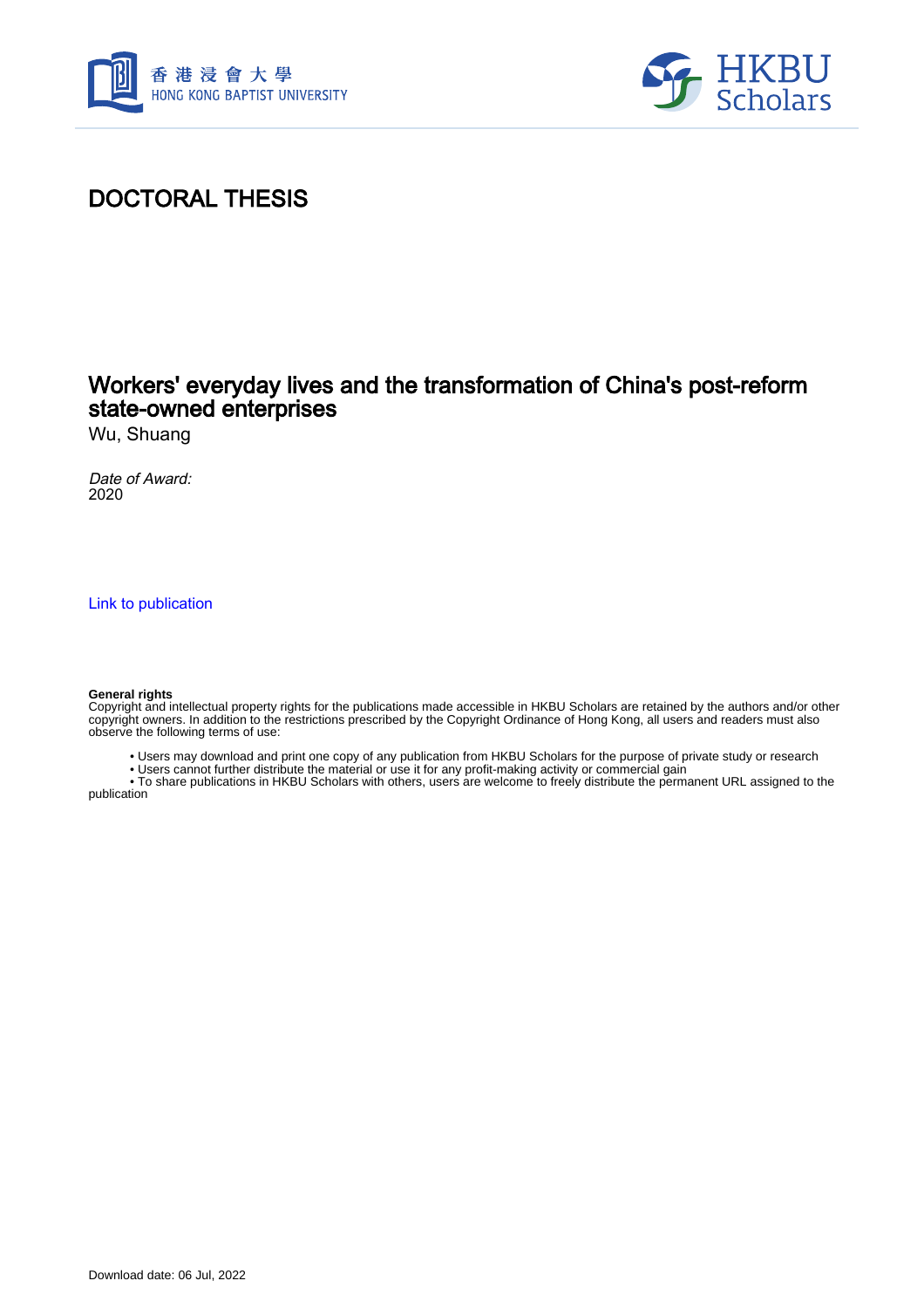# DOCTORAL THESIS

## Workers' everyday lives and the transformation of China's post-reform state-owned enterprises

Wu, Shuang

*Date of Award:*
2020

Link to publication

**General rights**
Copyright and intellectual property rights for the publications made accessible in HKBU Scholars are retained by the authors and/or other copyright owners. In addition to the restrictions prescribed by the Copyright Ordinance of Hong Kong, all users and readers must also observe the following terms of use:

- Users may download and print one copy of any publication from HKBU Scholars for the purpose of private study or research
- Users cannot further distribute the material or use it for any profit-making activity or commercial gain
- To share publications in HKBU Scholars with others, users are welcome to freely distribute the permanent URL assigned to the publication

Download date: 06 Jul, 2022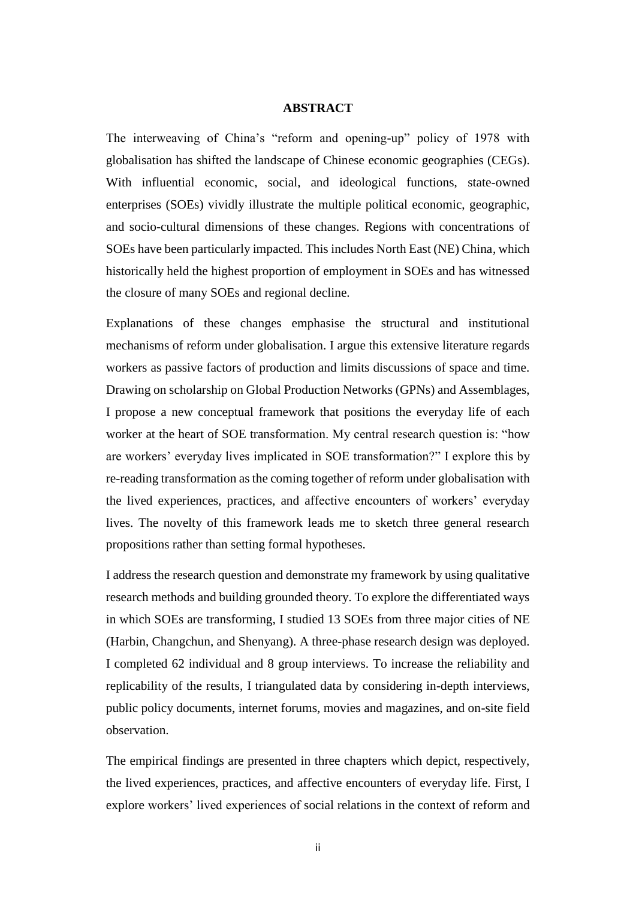## ABSTRACT

The interweaving of China's "reform and opening-up" policy of 1978 with globalisation has shifted the landscape of Chinese economic geographies (CEGs). With influential economic, social, and ideological functions, state-owned enterprises (SOEs) vividly illustrate the multiple political economic, geographic, and socio-cultural dimensions of these changes. Regions with concentrations of SOEs have been particularly impacted. This includes North East (NE) China, which historically held the highest proportion of employment in SOEs and has witnessed the closure of many SOEs and regional decline.

Explanations of these changes emphasise the structural and institutional mechanisms of reform under globalisation. I argue this extensive literature regards workers as passive factors of production and limits discussions of space and time. Drawing on scholarship on Global Production Networks (GPNs) and Assemblages, I propose a new conceptual framework that positions the everyday life of each worker at the heart of SOE transformation. My central research question is: "how are workers' everyday lives implicated in SOE transformation?" I explore this by re-reading transformation as the coming together of reform under globalisation with the lived experiences, practices, and affective encounters of workers' everyday lives. The novelty of this framework leads me to sketch three general research propositions rather than setting formal hypotheses.

I address the research question and demonstrate my framework by using qualitative research methods and building grounded theory. To explore the differentiated ways in which SOEs are transforming, I studied 13 SOEs from three major cities of NE (Harbin, Changchun, and Shenyang). A three-phase research design was deployed. I completed 62 individual and 8 group interviews. To increase the reliability and replicability of the results, I triangulated data by considering in-depth interviews, public policy documents, internet forums, movies and magazines, and on-site field observation.

The empirical findings are presented in three chapters which depict, respectively, the lived experiences, practices, and affective encounters of everyday life. First, I explore workers' lived experiences of social relations in the context of reform and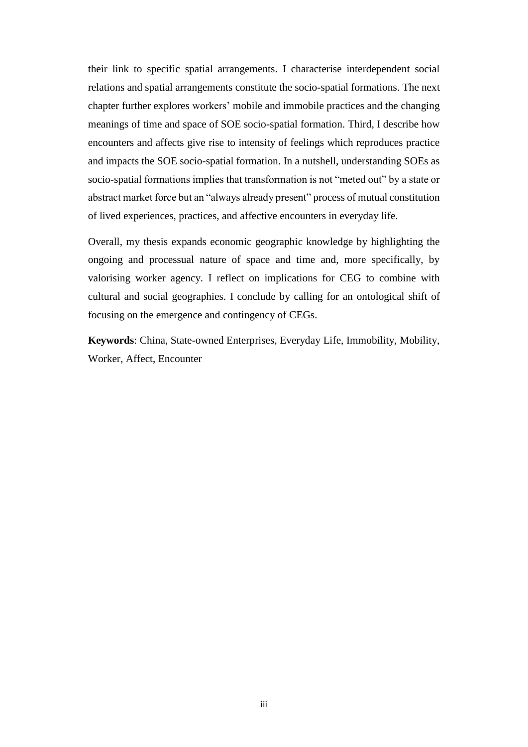their link to specific spatial arrangements. I characterise interdependent social relations and spatial arrangements constitute the socio-spatial formations. The next chapter further explores workers' mobile and immobile practices and the changing meanings of time and space of SOE socio-spatial formation. Third, I describe how encounters and affects give rise to intensity of feelings which reproduces practice and impacts the SOE socio-spatial formation. In a nutshell, understanding SOEs as socio-spatial formations implies that transformation is not "meted out" by a state or abstract market force but an "always already present" process of mutual constitution of lived experiences, practices, and affective encounters in everyday life.

Overall, my thesis expands economic geographic knowledge by highlighting the ongoing and processual nature of space and time and, more specifically, by valorising worker agency. I reflect on implications for CEG to combine with cultural and social geographies. I conclude by calling for an ontological shift of focusing on the emergence and contingency of CEGs.

**Keywords**: China, State-owned Enterprises, Everyday Life, Immobility, Mobility, Worker, Affect, Encounter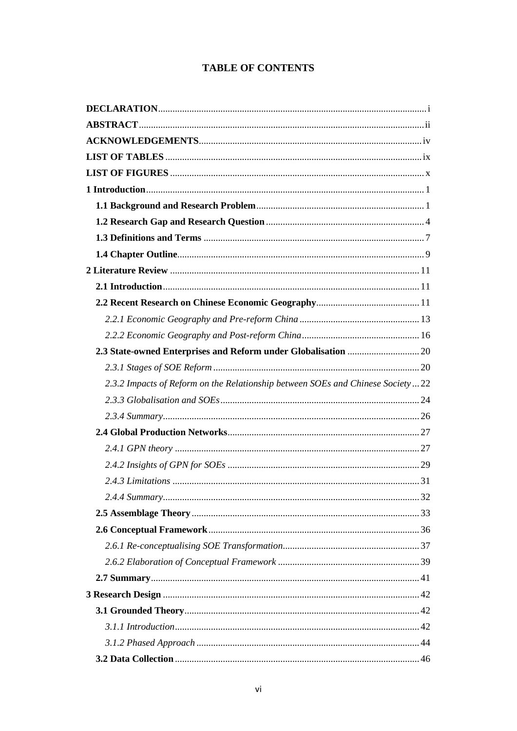# TABLE OF CONTENTS

**DECLARATION** ..... i

**ABSTRACT** ..... ii

**ACKNOWLEDGEMENTS** ..... iv

**LIST OF TABLES** ..... ix

**LIST OF FIGURES** ..... x

**1 Introduction** ..... 1

- **1.1 Background and Research Problem** ..... 1
- **1.2 Research Gap and Research Question** ..... 4
- **1.3 Definitions and Terms** ..... 7
- **1.4 Chapter Outline** ..... 9

**2 Literature Review** ..... 11

- **2.1 Introduction** ..... 11
- **2.2 Recent Research on Chinese Economic Geography** ..... 11
  - *2.2.1 Economic Geography and Pre-reform China* ..... 13
  - *2.2.2 Economic Geography and Post-reform China* ..... 16
- **2.3 State-owned Enterprises and Reform under Globalisation** ..... 20
  - *2.3.1 Stages of SOE Reform* ..... 20
  - *2.3.2 Impacts of Reform on the Relationship between SOEs and Chinese Society* ..... 22
  - *2.3.3 Globalisation and SOEs* ..... 24
  - *2.3.4 Summary* ..... 26
- **2.4 Global Production Networks** ..... 27
  - *2.4.1 GPN theory* ..... 27
  - *2.4.2 Insights of GPN for SOEs* ..... 29
  - *2.4.3 Limitations* ..... 31
  - *2.4.4 Summary* ..... 32
- **2.5 Assemblage Theory** ..... 33
- **2.6 Conceptual Framework** ..... 36
  - *2.6.1 Re-conceptualising SOE Transformation* ..... 37
  - *2.6.2 Elaboration of Conceptual Framework* ..... 39
- **2.7 Summary** ..... 41

**3 Research Design** ..... 42

- **3.1 Grounded Theory** ..... 42
  - *3.1.1 Introduction* ..... 42
  - *3.1.2 Phased Approach* ..... 44
- **3.2 Data Collection** ..... 46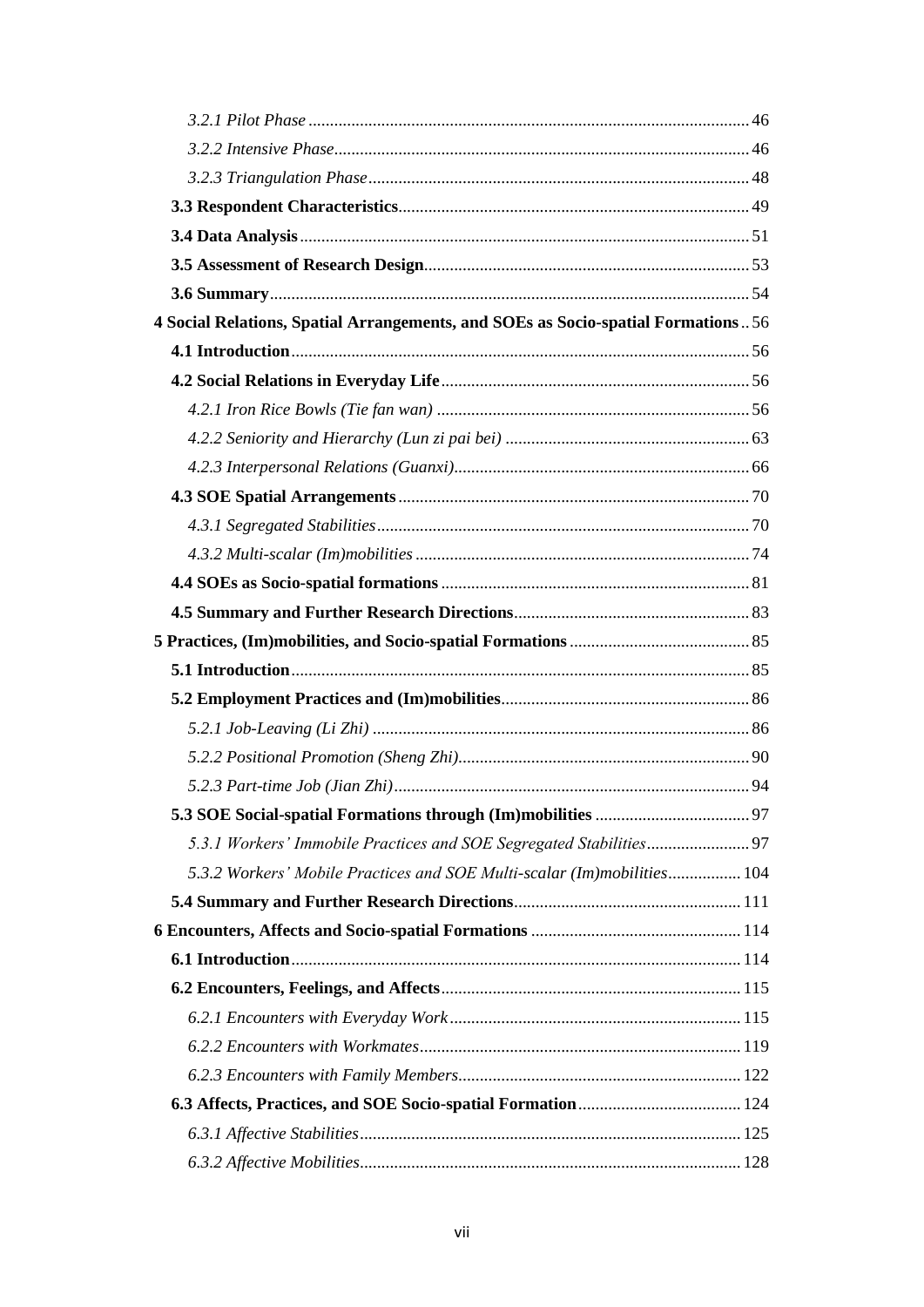*3.2.1 Pilot Phase* ..... 46

*3.2.2 Intensive Phase* ..... 46

*3.2.3 Triangulation Phase* ..... 48

**3.3 Respondent Characteristics** ..... 49

**3.4 Data Analysis** ..... 51

**3.5 Assessment of Research Design** ..... 53

**3.6 Summary** ..... 54

**4 Social Relations, Spatial Arrangements, and SOEs as Socio-spatial Formations** ..... 56

**4.1 Introduction** ..... 56

**4.2 Social Relations in Everyday Life** ..... 56

*4.2.1 Iron Rice Bowls (Tie fan wan)* ..... 56

*4.2.2 Seniority and Hierarchy (Lun zi pai bei)* ..... 63

*4.2.3 Interpersonal Relations (Guanxi)* ..... 66

**4.3 SOE Spatial Arrangements** ..... 70

*4.3.1 Segregated Stabilities* ..... 70

*4.3.2 Multi-scalar (Im)mobilities* ..... 74

**4.4 SOEs as Socio-spatial formations** ..... 81

**4.5 Summary and Further Research Directions** ..... 83

**5 Practices, (Im)mobilities, and Socio-spatial Formations** ..... 85

**5.1 Introduction** ..... 85

**5.2 Employment Practices and (Im)mobilities** ..... 86

*5.2.1 Job-Leaving (Li Zhi)* ..... 86

*5.2.2 Positional Promotion (Sheng Zhi)* ..... 90

*5.2.3 Part-time Job (Jian Zhi)* ..... 94

**5.3 SOE Social-spatial Formations through (Im)mobilities** ..... 97

*5.3.1 Workers' Immobile Practices and SOE Segregated Stabilities* ..... 97

*5.3.2 Workers' Mobile Practices and SOE Multi-scalar (Im)mobilities* ..... 104

**5.4 Summary and Further Research Directions** ..... 111

**6 Encounters, Affects and Socio-spatial Formations** ..... 114

**6.1 Introduction** ..... 114

**6.2 Encounters, Feelings, and Affects** ..... 115

*6.2.1 Encounters with Everyday Work* ..... 115

*6.2.2 Encounters with Workmates* ..... 119

*6.2.3 Encounters with Family Members* ..... 122

**6.3 Affects, Practices, and SOE Socio-spatial Formation** ..... 124

*6.3.1 Affective Stabilities* ..... 125

*6.3.2 Affective Mobilities* ..... 128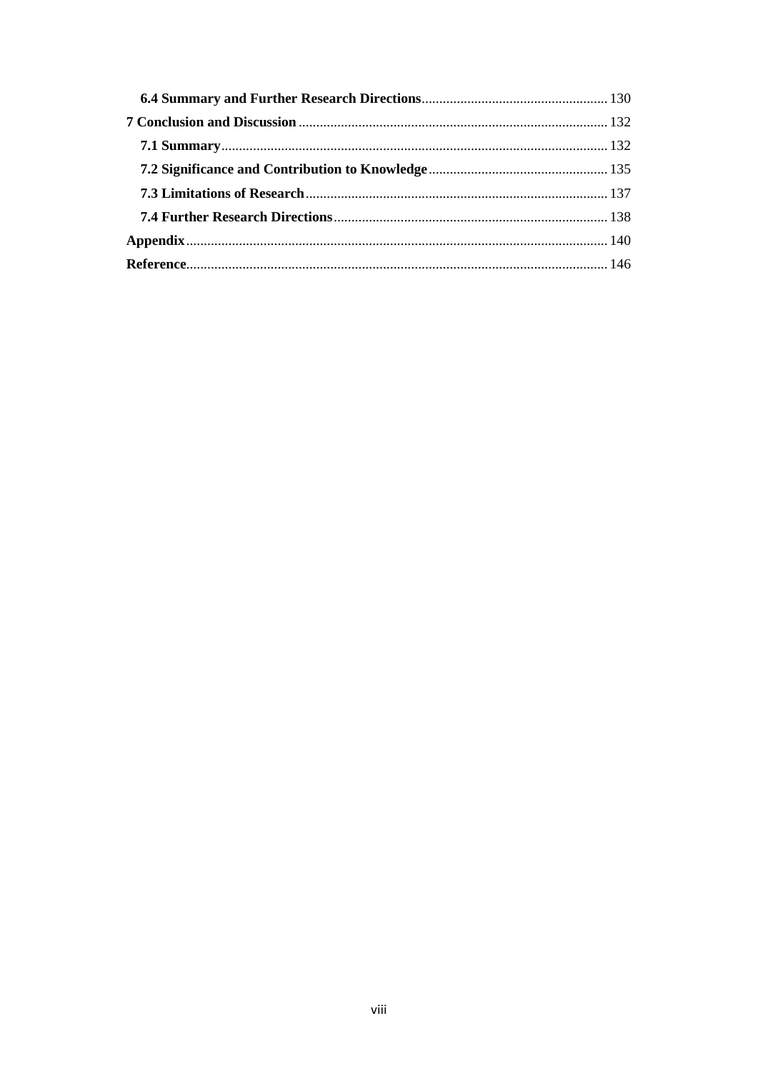**6.4 Summary and Further Research Directions** .................................................... 130

**7 Conclusion and Discussion** ....................................................................................... 132

**7.1 Summary** ............................................................................................................ 132

**7.2 Significance and Contribution to Knowledge** .................................................. 135

**7.3 Limitations of Research** .................................................................................... 137

**7.4 Further Research Directions** ............................................................................. 138

**Appendix** ...................................................................................................................... 140

**Reference** ...................................................................................................................... 146